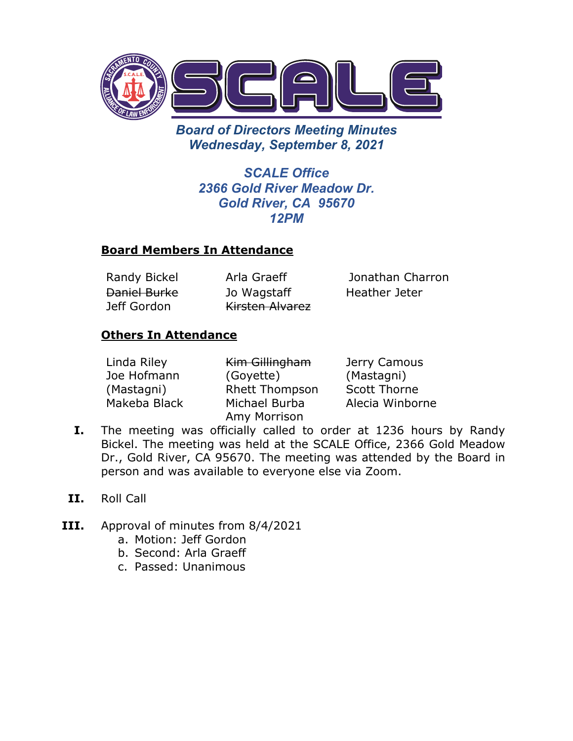# SCALE

## *Board of Directors Meeting Minutes*
## *Wednesday, September 8, 2021*

### *SCALE Office*
### *2366 Gold River Meadow Dr.*
### *Gold River, CA 95670*
### *12PM*

**Board Members In Attendance**

| | | |
|---|---|---|
| Randy Bickel | Arla Graeff | Jonathan Charron |
| ~~Daniel Burke~~ | Jo Wagstaff | Heather Jeter |
| Jeff Gordon | ~~Kirsten Alvarez~~ | |

**Others In Attendance**

| | | |
|---|---|---|
| Linda Riley | ~~Kim Gillingham~~ | Jerry Camous |
| Joe Hofmann | (Goyette) | (Mastagni) |
| (Mastagni) | Rhett Thompson | Scott Thorne |
| Makeba Black | Michael Burba | Alecia Winborne |
| | Amy Morrison | |

I. The meeting was officially called to order at 1236 hours by Randy Bickel. The meeting was held at the SCALE Office, 2366 Gold Meadow Dr., Gold River, CA 95670. The meeting was attended by the Board in person and was available to everyone else via Zoom.

II. Roll Call

III. Approval of minutes from 8/4/2021
   a. Motion: Jeff Gordon
   b. Second: Arla Graeff
   c. Passed: Unanimous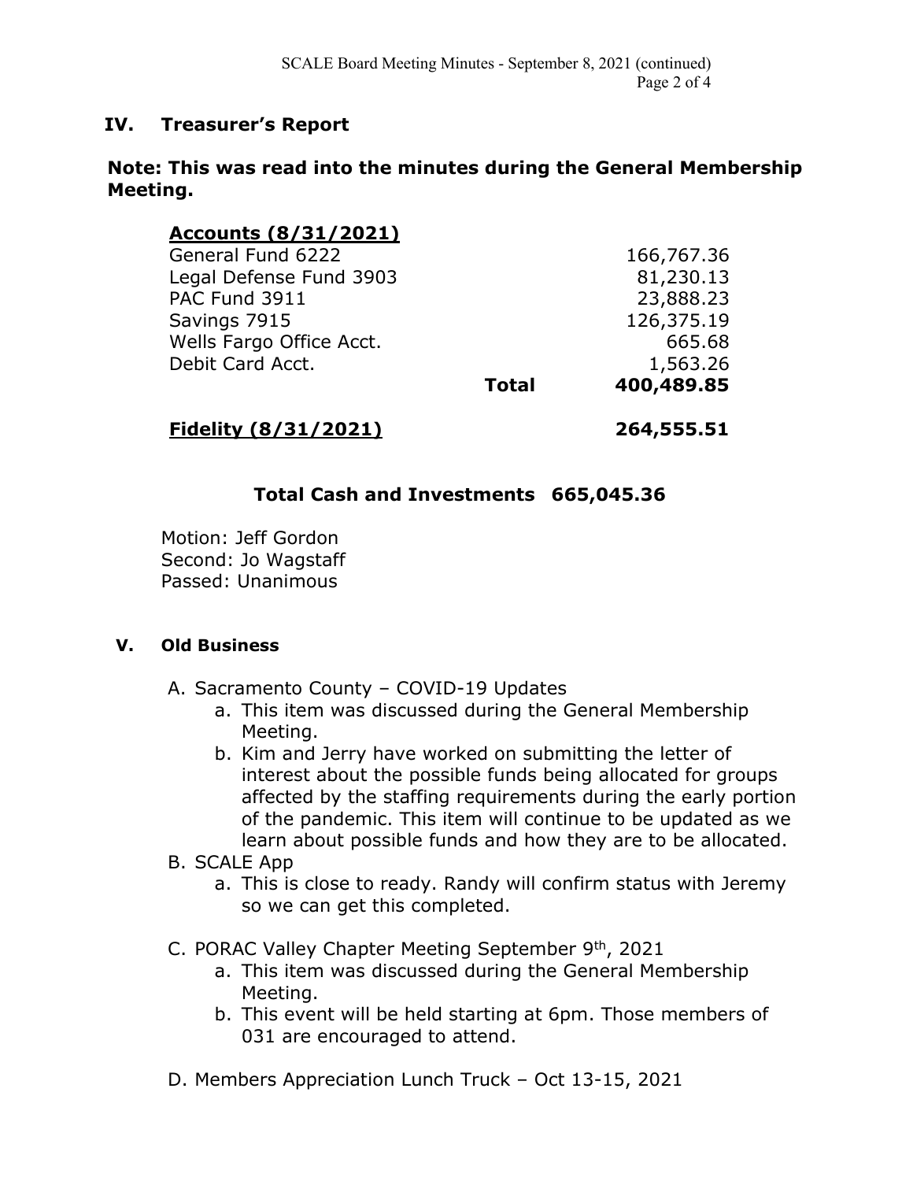## IV. Treasurer's Report

**Note: This was read into the minutes during the General Membership Meeting.**

| **Accounts (8/31/2021)** | | |
|---|---|---|
| General Fund 6222 | | 166,767.36 |
| Legal Defense Fund 3903 | | 81,230.13 |
| PAC Fund 3911 | | 23,888.23 |
| Savings 7915 | | 126,375.19 |
| Wells Fargo Office Acct. | | 665.68 |
| Debit Card Acct. | | 1,563.26 |
| | **Total** | **400,489.85** |
| **Fidelity (8/31/2021)** | | **264,555.51** |

**Total Cash and Investments 665,045.36**

Motion: Jeff Gordon
Second: Jo Wagstaff
Passed: Unanimous

## V. Old Business

A. Sacramento County – COVID-19 Updates
   a. This item was discussed during the General Membership Meeting.
   b. Kim and Jerry have worked on submitting the letter of interest about the possible funds being allocated for groups affected by the staffing requirements during the early portion of the pandemic. This item will continue to be updated as we learn about possible funds and how they are to be allocated.

B. SCALE App
   a. This is close to ready. Randy will confirm status with Jeremy so we can get this completed.

C. PORAC Valley Chapter Meeting September 9th, 2021
   a. This item was discussed during the General Membership Meeting.
   b. This event will be held starting at 6pm. Those members of 031 are encouraged to attend.

D. Members Appreciation Lunch Truck – Oct 13-15, 2021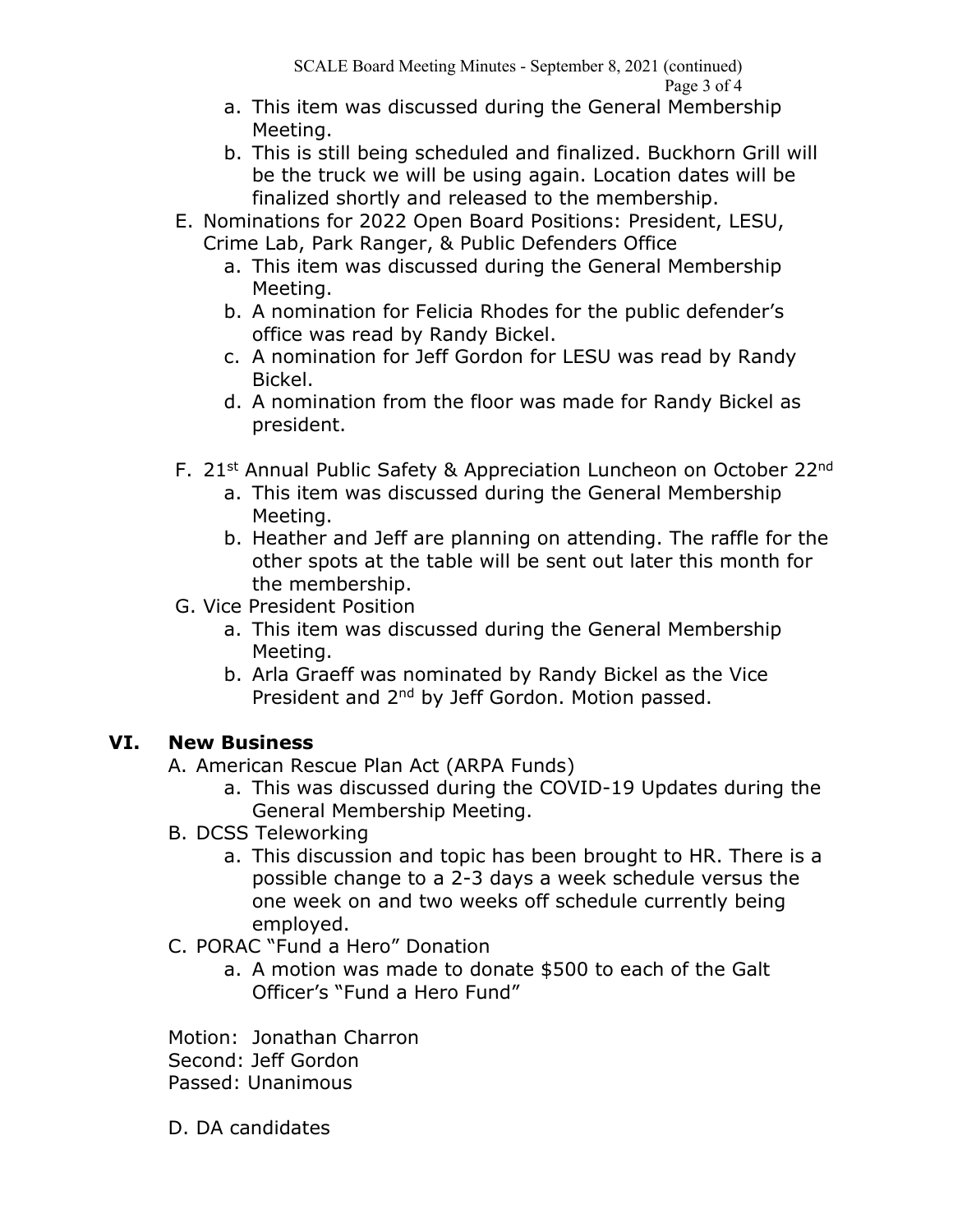a. This item was discussed during the General Membership Meeting.
   b. This is still being scheduled and finalized. Buckhorn Grill will be the truck we will be using again. Location dates will be finalized shortly and released to the membership.

E. Nominations for 2022 Open Board Positions: President, LESU, Crime Lab, Park Ranger, & Public Defenders Office
   a. This item was discussed during the General Membership Meeting.
   b. A nomination for Felicia Rhodes for the public defender's office was read by Randy Bickel.
   c. A nomination for Jeff Gordon for LESU was read by Randy Bickel.
   d. A nomination from the floor was made for Randy Bickel as president.

F. 21st Annual Public Safety & Appreciation Luncheon on October 22nd
   a. This item was discussed during the General Membership Meeting.
   b. Heather and Jeff are planning on attending. The raffle for the other spots at the table will be sent out later this month for the membership.

G. Vice President Position
   a. This item was discussed during the General Membership Meeting.
   b. Arla Graeff was nominated by Randy Bickel as the Vice President and 2nd by Jeff Gordon. Motion passed.

## VI. New Business

A. American Rescue Plan Act (ARPA Funds)
   a. This was discussed during the COVID-19 Updates during the General Membership Meeting.

B. DCSS Teleworking
   a. This discussion and topic has been brought to HR. There is a possible change to a 2-3 days a week schedule versus the one week on and two weeks off schedule currently being employed.

C. PORAC "Fund a Hero" Donation
   a. A motion was made to donate $500 to each of the Galt Officer's "Fund a Hero Fund"

Motion: Jonathan Charron
Second: Jeff Gordon
Passed: Unanimous

D. DA candidates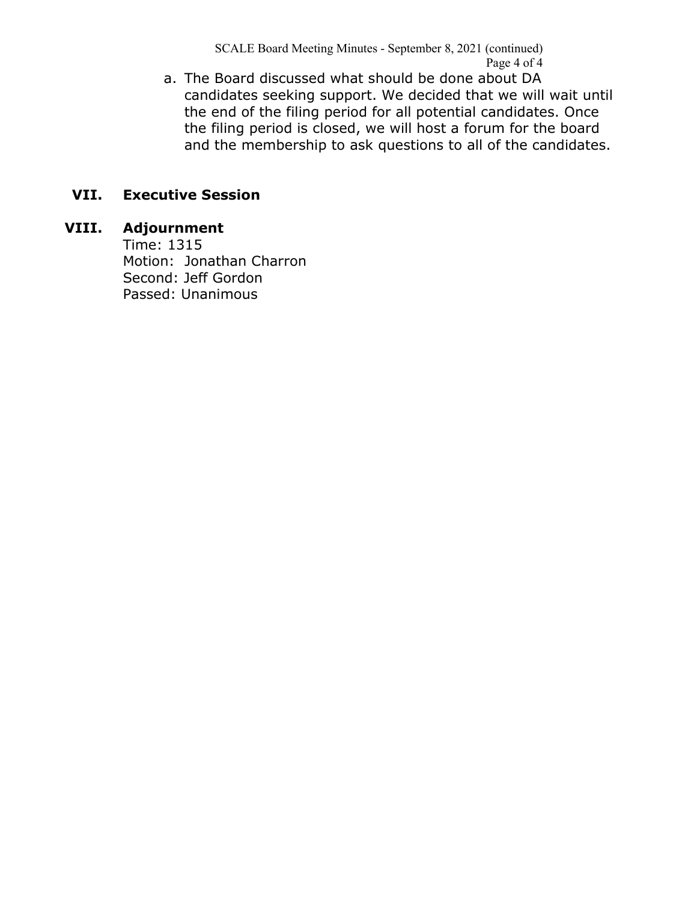a. The Board discussed what should be done about DA candidates seeking support. We decided that we will wait until the end of the filing period for all potential candidates. Once the filing period is closed, we will host a forum for the board and the membership to ask questions to all of the candidates.

## VII. Executive Session

## VIII. Adjournment

Time: 1315
Motion: Jonathan Charron
Second: Jeff Gordon
Passed: Unanimous